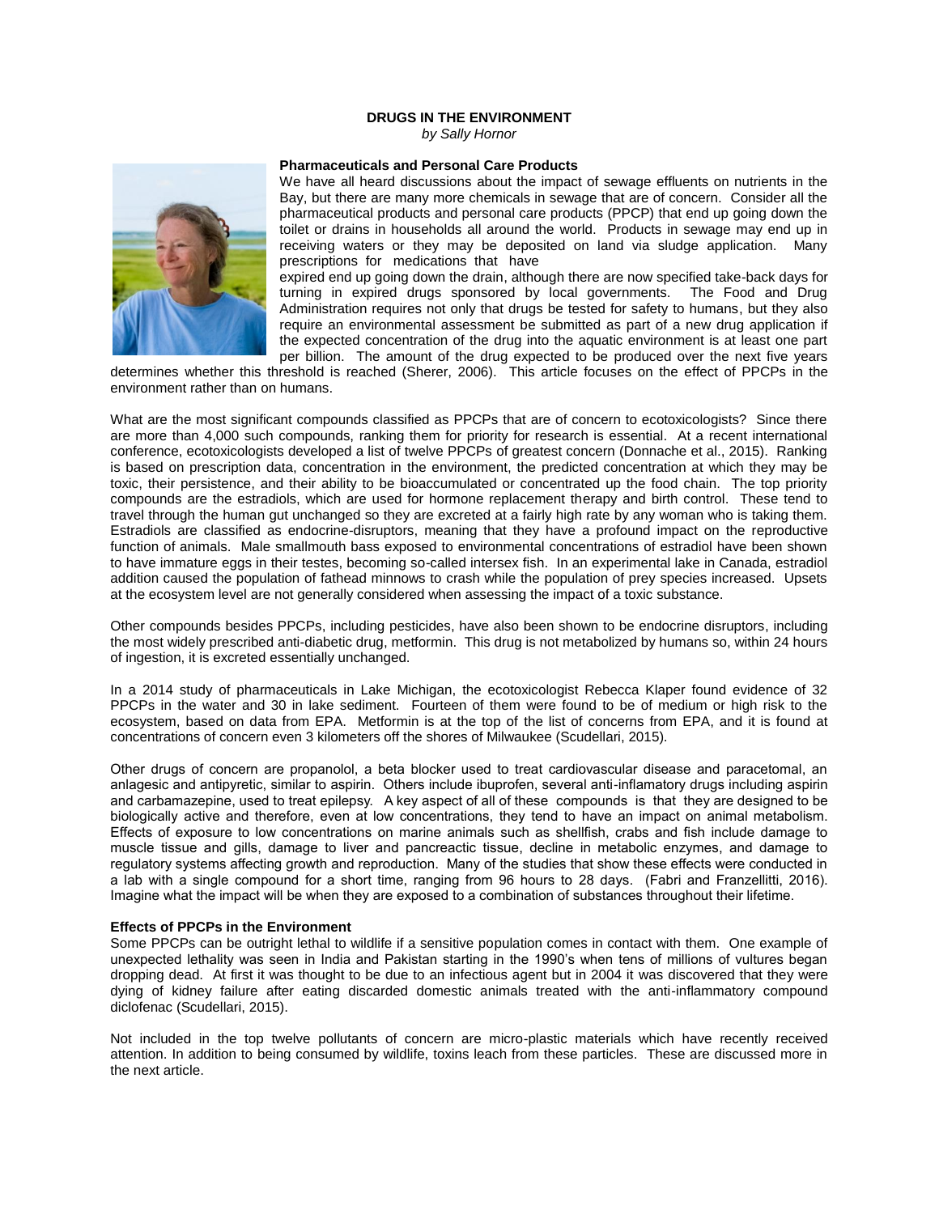# DRUGS IN THE ENVIRONMENT

*by Sally Hornor*

## Pharmaceuticals and Personal Care Products

We have all heard discussions about the impact of sewage effluents on nutrients in the Bay, but there are many more chemicals in sewage that are of concern. Consider all the pharmaceutical products and personal care products (PPCP) that end up going down the toilet or drains in households all around the world. Products in sewage may end up in receiving waters or they may be deposited on land via sludge application. Many prescriptions for medications that have expired end up going down the drain, although there are now specified take-back days for turning in expired drugs sponsored by local governments. The Food and Drug Administration requires not only that drugs be tested for safety to humans, but they also require an environmental assessment be submitted as part of a new drug application if the expected concentration of the drug into the aquatic environment is at least one part per billion. The amount of the drug expected to be produced over the next five years determines whether this threshold is reached (Sherer, 2006). This article focuses on the effect of PPCPs in the environment rather than on humans.

What are the most significant compounds classified as PPCPs that are of concern to ecotoxicologists? Since there are more than 4,000 such compounds, ranking them for priority for research is essential. At a recent international conference, ecotoxicologists developed a list of twelve PPCPs of greatest concern (Donnache et al., 2015). Ranking is based on prescription data, concentration in the environment, the predicted concentration at which they may be toxic, their persistence, and their ability to be bioaccumulated or concentrated up the food chain. The top priority compounds are the estradiols, which are used for hormone replacement therapy and birth control. These tend to travel through the human gut unchanged so they are excreted at a fairly high rate by any woman who is taking them. Estradiols are classified as endocrine-disruptors, meaning that they have a profound impact on the reproductive function of animals. Male smallmouth bass exposed to environmental concentrations of estradiol have been shown to have immature eggs in their testes, becoming so-called intersex fish. In an experimental lake in Canada, estradiol addition caused the population of fathead minnows to crash while the population of prey species increased. Upsets at the ecosystem level are not generally considered when assessing the impact of a toxic substance.

Other compounds besides PPCPs, including pesticides, have also been shown to be endocrine disruptors, including the most widely prescribed anti-diabetic drug, metformin. This drug is not metabolized by humans so, within 24 hours of ingestion, it is excreted essentially unchanged.

In a 2014 study of pharmaceuticals in Lake Michigan, the ecotoxicologist Rebecca Klaper found evidence of 32 PPCPs in the water and 30 in lake sediment. Fourteen of them were found to be of medium or high risk to the ecosystem, based on data from EPA. Metformin is at the top of the list of concerns from EPA, and it is found at concentrations of concern even 3 kilometers off the shores of Milwaukee (Scudellari, 2015).

Other drugs of concern are propanolol, a beta blocker used to treat cardiovascular disease and paracetomal, an anlagesic and antipyretic, similar to aspirin. Others include ibuprofen, several anti-inflamatory drugs including aspirin and carbamazepine, used to treat epilepsy. A key aspect of all of these compounds is that they are designed to be biologically active and therefore, even at low concentrations, they tend to have an impact on animal metabolism. Effects of exposure to low concentrations on marine animals such as shellfish, crabs and fish include damage to muscle tissue and gills, damage to liver and pancreactic tissue, decline in metabolic enzymes, and damage to regulatory systems affecting growth and reproduction. Many of the studies that show these effects were conducted in a lab with a single compound for a short time, ranging from 96 hours to 28 days. (Fabri and Franzellitti, 2016). Imagine what the impact will be when they are exposed to a combination of substances throughout their lifetime.

## Effects of PPCPs in the Environment

Some PPCPs can be outright lethal to wildlife if a sensitive population comes in contact with them. One example of unexpected lethality was seen in India and Pakistan starting in the 1990's when tens of millions of vultures began dropping dead. At first it was thought to be due to an infectious agent but in 2004 it was discovered that they were dying of kidney failure after eating discarded domestic animals treated with the anti-inflammatory compound diclofenac (Scudellari, 2015).

Not included in the top twelve pollutants of concern are micro-plastic materials which have recently received attention. In addition to being consumed by wildlife, toxins leach from these particles. These are discussed more in the next article.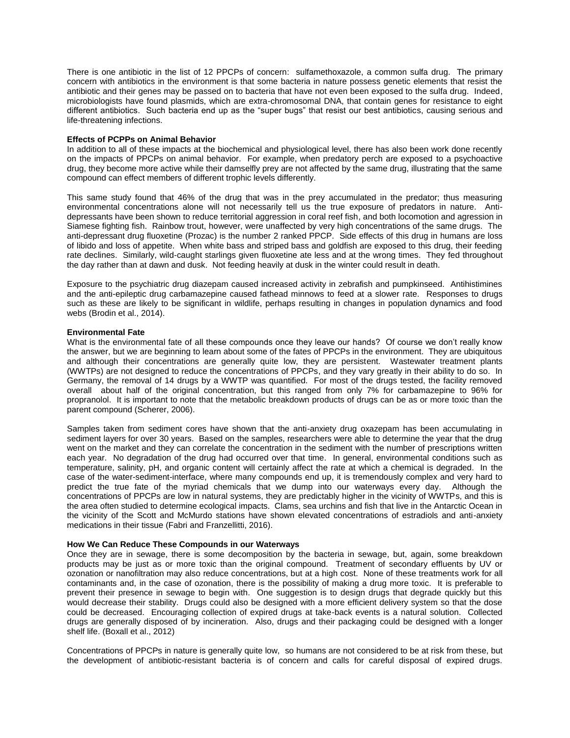There is one antibiotic in the list of 12 PPCPs of concern: sulfamethoxazole, a common sulfa drug. The primary concern with antibiotics in the environment is that some bacteria in nature possess genetic elements that resist the antibiotic and their genes may be passed on to bacteria that have not even been exposed to the sulfa drug. Indeed, microbiologists have found plasmids, which are extra-chromosomal DNA, that contain genes for resistance to eight different antibiotics. Such bacteria end up as the "super bugs" that resist our best antibiotics, causing serious and life-threatening infections.

**Effects of PCPPs on Animal Behavior**

In addition to all of these impacts at the biochemical and physiological level, there has also been work done recently on the impacts of PPCPs on animal behavior. For example, when predatory perch are exposed to a psychoactive drug, they become more active while their damselfly prey are not affected by the same drug, illustrating that the same compound can effect members of different trophic levels differently.

This same study found that 46% of the drug that was in the prey accumulated in the predator; thus measuring environmental concentrations alone will not necessarily tell us the true exposure of predators in nature. Anti-depressants have been shown to reduce territorial aggression in coral reef fish, and both locomotion and agression in Siamese fighting fish. Rainbow trout, however, were unaffected by very high concentrations of the same drugs. The anti-depressant drug fluoxetine (Prozac) is the number 2 ranked PPCP. Side effects of this drug in humans are loss of libido and loss of appetite. When white bass and striped bass and goldfish are exposed to this drug, their feeding rate declines. Similarly, wild-caught starlings given fluoxetine ate less and at the wrong times. They fed throughout the day rather than at dawn and dusk. Not feeding heavily at dusk in the winter could result in death.

Exposure to the psychiatric drug diazepam caused increased activity in zebrafish and pumpkinseed. Antihistimines and the anti-epileptic drug carbamazepine caused fathead minnows to feed at a slower rate. Responses to drugs such as these are likely to be significant in wildlife, perhaps resulting in changes in population dynamics and food webs (Brodin et al., 2014).

**Environmental Fate**

What is the environmental fate of all these compounds once they leave our hands? Of course we don't really know the answer, but we are beginning to learn about some of the fates of PPCPs in the environment. They are ubiquitous and although their concentrations are generally quite low, they are persistent. Wastewater treatment plants (WWTPs) are not designed to reduce the concentrations of PPCPs, and they vary greatly in their ability to do so. In Germany, the removal of 14 drugs by a WWTP was quantified. For most of the drugs tested, the facility removed overall about half of the original concentration, but this ranged from only 7% for carbamazepine to 96% for propranolol. It is important to note that the metabolic breakdown products of drugs can be as or more toxic than the parent compound (Scherer, 2006).

Samples taken from sediment cores have shown that the anti-anxiety drug oxazepam has been accumulating in sediment layers for over 30 years. Based on the samples, researchers were able to determine the year that the drug went on the market and they can correlate the concentration in the sediment with the number of prescriptions written each year. No degradation of the drug had occurred over that time. In general, environmental conditions such as temperature, salinity, pH, and organic content will certainly affect the rate at which a chemical is degraded. In the case of the water-sediment-interface, where many compounds end up, it is tremendously complex and very hard to predict the true fate of the myriad chemicals that we dump into our waterways every day. Although the concentrations of PPCPs are low in natural systems, they are predictably higher in the vicinity of WWTPs, and this is the area often studied to determine ecological impacts. Clams, sea urchins and fish that live in the Antarctic Ocean in the vicinity of the Scott and McMurdo stations have shown elevated concentrations of estradiols and anti-anxiety medications in their tissue (Fabri and Franzellitti, 2016).

**How We Can Reduce These Compounds in our Waterways**

Once they are in sewage, there is some decomposition by the bacteria in sewage, but, again, some breakdown products may be just as or more toxic than the original compound. Treatment of secondary effluents by UV or ozonation or nanofiltration may also reduce concentrations, but at a high cost. None of these treatments work for all contaminants and, in the case of ozonation, there is the possibility of making a drug more toxic. It is preferable to prevent their presence in sewage to begin with. One suggestion is to design drugs that degrade quickly but this would decrease their stability. Drugs could also be designed with a more efficient delivery system so that the dose could be decreased. Encouraging collection of expired drugs at take-back events is a natural solution. Collected drugs are generally disposed of by incineration. Also, drugs and their packaging could be designed with a longer shelf life. (Boxall et al., 2012)

Concentrations of PPCPs in nature is generally quite low, so humans are not considered to be at risk from these, but the development of antibiotic-resistant bacteria is of concern and calls for careful disposal of expired drugs.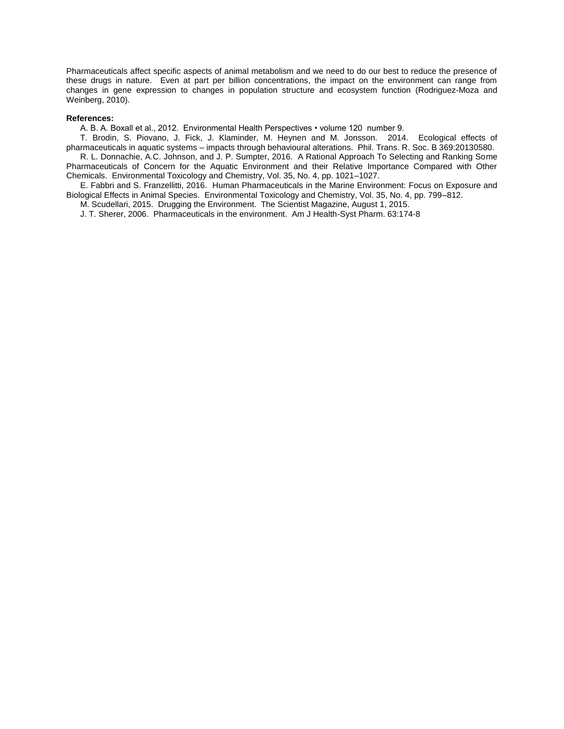Pharmaceuticals affect specific aspects of animal metabolism and we need to do our best to reduce the presence of these drugs in nature. Even at part per billion concentrations, the impact on the environment can range from changes in gene expression to changes in population structure and ecosystem function (Rodriguez-Moza and Weinberg, 2010).

**References:**

A. B. A. Boxall et al., 2012. Environmental Health Perspectives • volume 120 number 9.

T. Brodin, S. Piovano, J. Fick, J. Klaminder, M. Heynen and M. Jonsson. 2014. Ecological effects of pharmaceuticals in aquatic systems – impacts through behavioural alterations. Phil. Trans. R. Soc. B 369:20130580.

R. L. Donnachie, A.C. Johnson, and J. P. Sumpter, 2016. A Rational Approach To Selecting and Ranking Some Pharmaceuticals of Concern for the Aquatic Environment and their Relative Importance Compared with Other Chemicals. Environmental Toxicology and Chemistry, Vol. 35, No. 4, pp. 1021–1027.

E. Fabbri and S. Franzellitti, 2016. Human Pharmaceuticals in the Marine Environment: Focus on Exposure and Biological Effects in Animal Species. Environmental Toxicology and Chemistry, Vol. 35, No. 4, pp. 799–812.

M. Scudellari, 2015. Drugging the Environment. The Scientist Magazine, August 1, 2015.

J. T. Sherer, 2006. Pharmaceuticals in the environment. Am J Health-Syst Pharm. 63:174-8